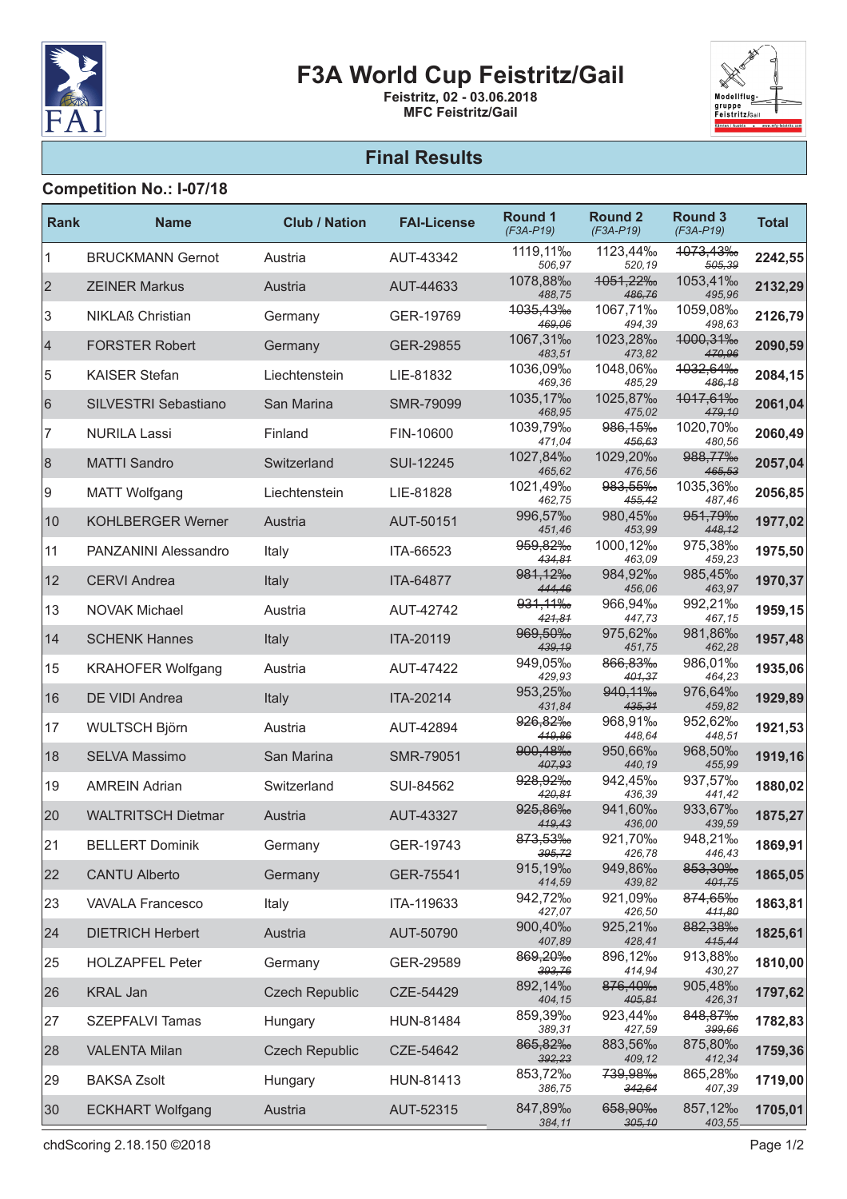# F3A World Cup Feistritz/Gail

**Feistritz, 02 - 03.06.2018**
**MFC Feistritz/Gail**

## Final Results

### Competition No.: I-07/18

| Rank | Name | Club / Nation | FAI-License | Round 1 (F3A-P19) | Round 2 (F3A-P19) | Round 3 (F3A-P19) | Total |
|---|---|---|---|---|---|---|---|
| 1 | BRUCKMANN Gernot | Austria | AUT-43342 | 1119,11‰ 506,97 | 1123,44‰ 520,19 | ~~1073,43‰ 505,39~~ | **2242,55** |
| 2 | ZEINER Markus | Austria | AUT-44633 | 1078,88‰ 488,75 | ~~1051,22‰ 486,76~~ | 1053,41‰ 495,96 | **2132,29** |
| 3 | NIKLAß Christian | Germany | GER-19769 | ~~1035,43‰ 469,06~~ | 1067,71‰ 494,39 | 1059,08‰ 498,63 | **2126,79** |
| 4 | FORSTER Robert | Germany | GER-29855 | 1067,31‰ 483,51 | 1023,28‰ 473,82 | ~~1000,31‰ 470,96~~ | **2090,59** |
| 5 | KAISER Stefan | Liechtenstein | LIE-81832 | 1036,09‰ 469,36 | 1048,06‰ 485,29 | ~~1032,64‰ 486,18~~ | **2084,15** |
| 6 | SILVESTRI Sebastiano | San Marina | SMR-79099 | 1035,17‰ 468,95 | 1025,87‰ 475,02 | ~~1017,61‰ 479,10~~ | **2061,04** |
| 7 | NURILA Lassi | Finland | FIN-10600 | 1039,79‰ 471,04 | ~~986,15‰ 456,63~~ | 1020,70‰ 480,56 | **2060,49** |
| 8 | MATTI Sandro | Switzerland | SUI-12245 | 1027,84‰ 465,62 | 1029,20‰ 476,56 | ~~988,77‰ 465,53~~ | **2057,04** |
| 9 | MATT Wolfgang | Liechtenstein | LIE-81828 | 1021,49‰ 462,75 | ~~983,55‰ 455,42~~ | 1035,36‰ 487,46 | **2056,85** |
| 10 | KOHLBERGER Werner | Austria | AUT-50151 | 996,57‰ 451,46 | 980,45‰ 453,99 | ~~951,79‰ 448,12~~ | **1977,02** |
| 11 | PANZANINI Alessandro | Italy | ITA-66523 | ~~959,82‰ 434,81~~ | 1000,12‰ 463,09 | 975,38‰ 459,23 | **1975,50** |
| 12 | CERVI Andrea | Italy | ITA-64877 | ~~981,12‰ 444,46~~ | 984,92‰ 456,06 | 985,45‰ 463,97 | **1970,37** |
| 13 | NOVAK Michael | Austria | AUT-42742 | ~~931,11‰ 421,81~~ | 966,94‰ 447,73 | 992,21‰ 467,15 | **1959,15** |
| 14 | SCHENK Hannes | Italy | ITA-20119 | ~~969,50‰ 439,19~~ | 975,62‰ 451,75 | 981,86‰ 462,28 | **1957,48** |
| 15 | KRAHOFER Wolfgang | Austria | AUT-47422 | 949,05‰ 429,93 | ~~866,83‰ 401,37~~ | 986,01‰ 464,23 | **1935,06** |
| 16 | DE VIDI Andrea | Italy | ITA-20214 | 953,25‰ 431,84 | ~~940,11‰ 435,31~~ | 976,64‰ 459,82 | **1929,89** |
| 17 | WULTSCH Björn | Austria | AUT-42894 | ~~926,82‰ 419,86~~ | 968,91‰ 448,64 | 952,62‰ 448,51 | **1921,53** |
| 18 | SELVA Massimo | San Marina | SMR-79051 | ~~900,48‰ 407,93~~ | 950,66‰ 440,19 | 968,50‰ 455,99 | **1919,16** |
| 19 | AMREIN Adrian | Switzerland | SUI-84562 | ~~928,92‰ 420,81~~ | 942,45‰ 436,39 | 937,57‰ 441,42 | **1880,02** |
| 20 | WALTRITSCH Dietmar | Austria | AUT-43327 | ~~925,86‰ 419,43~~ | 941,60‰ 436,00 | 933,67‰ 439,59 | **1875,27** |
| 21 | BELLERT Dominik | Germany | GER-19743 | ~~873,53‰ 395,72~~ | 921,70‰ 426,78 | 948,21‰ 446,43 | **1869,91** |
| 22 | CANTU Alberto | Germany | GER-75541 | 915,19‰ 414,59 | 949,86‰ 439,82 | ~~853,30‰ 401,75~~ | **1865,05** |
| 23 | VAVALA Francesco | Italy | ITA-119633 | 942,72‰ 427,07 | 921,09‰ 426,50 | ~~874,65‰ 411,80~~ | **1863,81** |
| 24 | DIETRICH Herbert | Austria | AUT-50790 | 900,40‰ 407,89 | 925,21‰ 428,41 | ~~882,38‰ 415,44~~ | **1825,61** |
| 25 | HOLZAPFEL Peter | Germany | GER-29589 | ~~869,20‰ 393,76~~ | 896,12‰ 414,94 | 913,88‰ 430,27 | **1810,00** |
| 26 | KRAL Jan | Czech Republic | CZE-54429 | 892,14‰ 404,15 | ~~876,40‰ 405,81~~ | 905,48‰ 426,31 | **1797,62** |
| 27 | SZEPFALVI Tamas | Hungary | HUN-81484 | 859,39‰ 389,31 | 923,44‰ 427,59 | ~~848,87‰ 399,66~~ | **1782,83** |
| 28 | VALENTA Milan | Czech Republic | CZE-54642 | ~~865,82‰ 392,23~~ | 883,56‰ 409,12 | 875,80‰ 412,34 | **1759,36** |
| 29 | BAKSA Zsolt | Hungary | HUN-81413 | 853,72‰ 386,75 | ~~739,98‰ 342,64~~ | 865,28‰ 407,39 | **1719,00** |
| 30 | ECKHART Wolfgang | Austria | AUT-52315 | 847,89‰ 384,11 | ~~658,90‰ 305,10~~ | 857,12‰ 403,55 | **1705,01** |

chdScoring 2.18.150 ©2018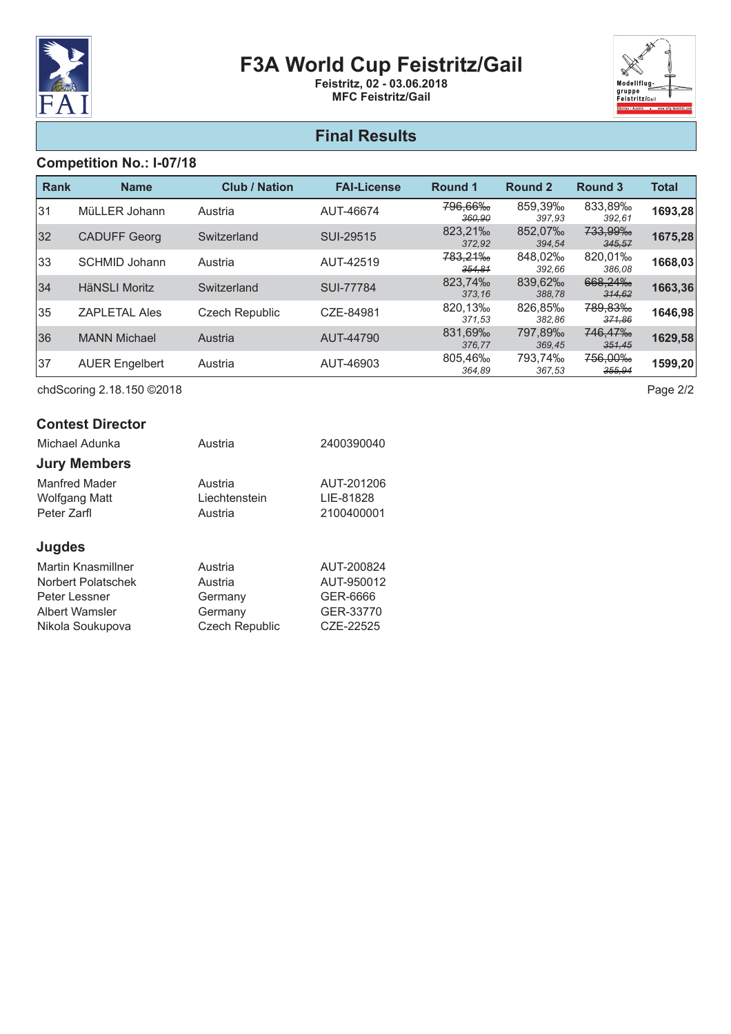# F3A World Cup Feistritz/Gail

**Feistritz, 02 - 03.06.2018**
**MFC Feistritz/Gail**

## Final Results

**Competition No.: I-07/18**

| Rank | Name | Club / Nation | FAI-License | Round 1 | Round 2 | Round 3 | Total |
|---|---|---|---|---|---|---|---|
| 31 | MüLLER Johann | Austria | AUT-46674 | ~~796,66‰~~ ~~360,90~~ | 859,39‰ 397,93 | 833,89‰ 392,61 | **1693,28** |
| 32 | CADUFF Georg | Switzerland | SUI-29515 | 823,21‰ 372,92 | 852,07‰ 394,54 | ~~733,99‰~~ ~~345,57~~ | **1675,28** |
| 33 | SCHMID Johann | Austria | AUT-42519 | ~~783,21‰~~ ~~354,81~~ | 848,02‰ 392,66 | 820,01‰ 386,08 | **1668,03** |
| 34 | HäNSLI Moritz | Switzerland | SUI-77784 | 823,74‰ 373,16 | 839,62‰ 388,78 | ~~668,24‰~~ ~~314,62~~ | **1663,36** |
| 35 | ZAPLETAL Ales | Czech Republic | CZE-84981 | 820,13‰ 371,53 | 826,85‰ 382,86 | ~~789,83‰~~ ~~371,86~~ | **1646,98** |
| 36 | MANN Michael | Austria | AUT-44790 | 831,69‰ 376,77 | 797,89‰ 369,45 | ~~746,47‰~~ ~~351,45~~ | **1629,58** |
| 37 | AUER Engelbert | Austria | AUT-46903 | 805,46‰ 364,89 | 793,74‰ 367,53 | ~~756,00‰~~ ~~355,94~~ | **1599,20** |

chdScoring 2.18.150 ©2018

### Contest Director

| | | |
|---|---|---|
| Michael Adunka | Austria | 2400390040 |

### Jury Members

| | | |
|---|---|---|
| Manfred Mader | Austria | AUT-201206 |
| Wolfgang Matt | Liechtenstein | LIE-81828 |
| Peter Zarfl | Austria | 2100400001 |

### Jugdes

| | | |
|---|---|---|
| Martin Knasmillner | Austria | AUT-200824 |
| Norbert Polatschek | Austria | AUT-950012 |
| Peter Lessner | Germany | GER-6666 |
| Albert Wamsler | Germany | GER-33770 |
| Nikola Soukupova | Czech Republic | CZE-22525 |